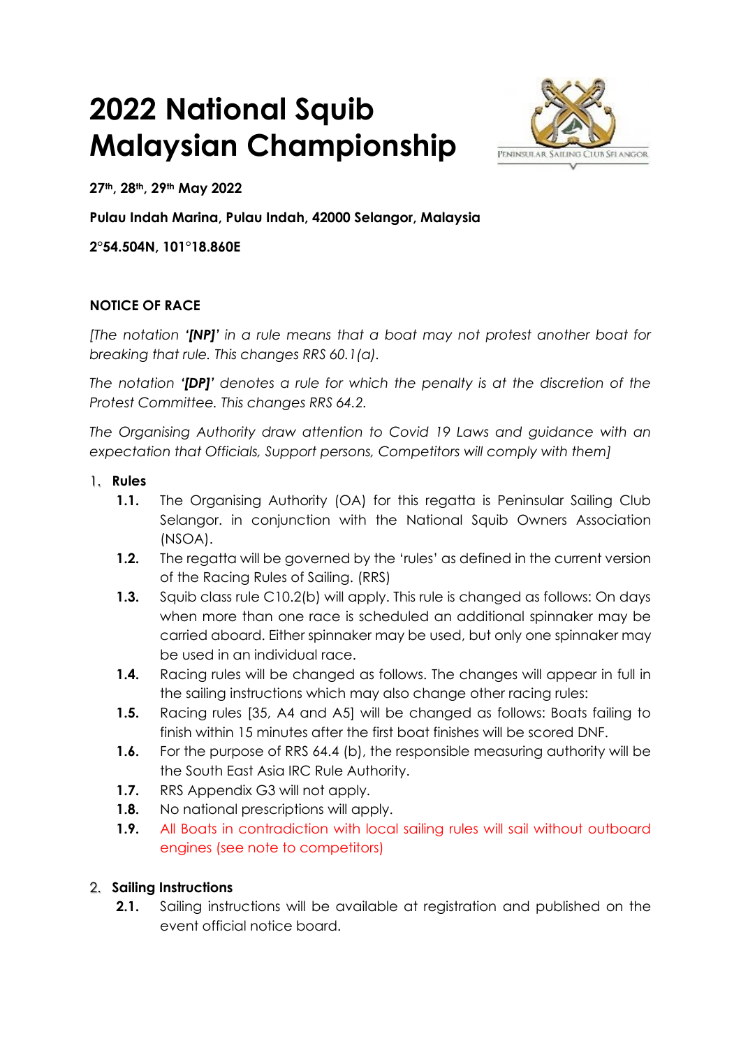# 2022 National Squib Malaysian Championship

**27th, 28th, 29th May 2022**

**Pulau Indah Marina, Pulau Indah, 42000 Selangor, Malaysia**

**2°54.504N, 101°18.860E**

**NOTICE OF RACE**

*[The notation '**[NP]**' in a rule means that a boat may not protest another boat for breaking that rule. This changes RRS 60.1(a).*

*The notation '**[DP]**' denotes a rule for which the penalty is at the discretion of the Protest Committee. This changes RRS 64.2.*

*The Organising Authority draw attention to Covid 19 Laws and guidance with an expectation that Officials, Support persons, Competitors will comply with them]*

1. **Rules**
   - **1.1.** The Organising Authority (OA) for this regatta is Peninsular Sailing Club Selangor. in conjunction with the National Squib Owners Association (NSOA).
   - **1.2.** The regatta will be governed by the 'rules' as defined in the current version of the Racing Rules of Sailing. (RRS)
   - **1.3.** Squib class rule C10.2(b) will apply. This rule is changed as follows: On days when more than one race is scheduled an additional spinnaker may be carried aboard. Either spinnaker may be used, but only one spinnaker may be used in an individual race.
   - **1.4.** Racing rules will be changed as follows. The changes will appear in full in the sailing instructions which may also change other racing rules:
   - **1.5.** Racing rules [35, A4 and A5] will be changed as follows: Boats failing to finish within 15 minutes after the first boat finishes will be scored DNF.
   - **1.6.** For the purpose of RRS 64.4 (b), the responsible measuring authority will be the South East Asia IRC Rule Authority.
   - **1.7.** RRS Appendix G3 will not apply.
   - **1.8.** No national prescriptions will apply.
   - **1.9.** All Boats in contradiction with local sailing rules will sail without outboard engines (see note to competitors)

2. **Sailing Instructions**
   - **2.1.** Sailing instructions will be available at registration and published on the event official notice board.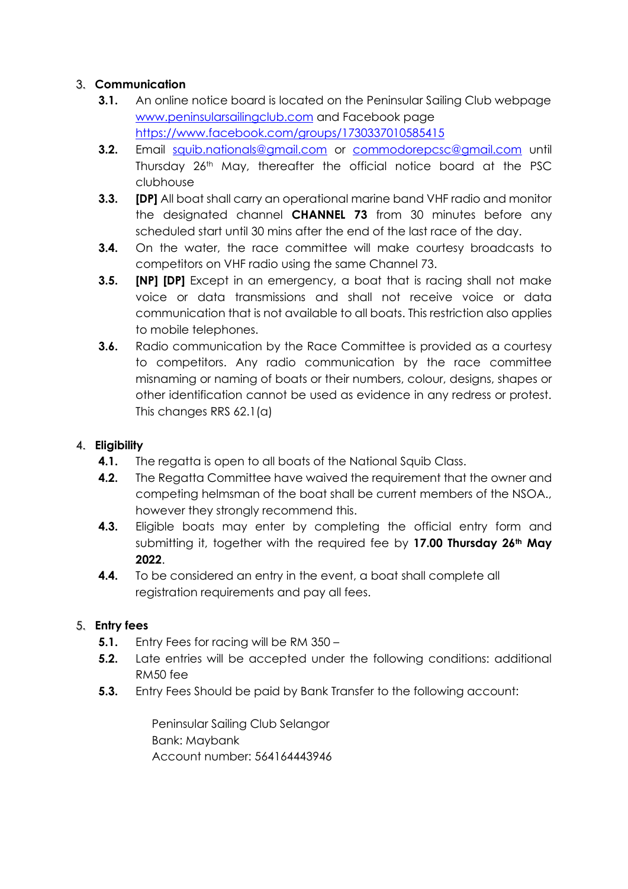## 3. Communication

**3.1.** An online notice board is located on the Peninsular Sailing Club webpage www.peninsularsailingclub.com and Facebook page https://www.facebook.com/groups/1730337010585415

**3.2.** Email squib.nationals@gmail.com or commodorepcsc@gmail.com until Thursday 26th May, thereafter the official notice board at the PSC clubhouse

**3.3.** **[DP]** All boat shall carry an operational marine band VHF radio and monitor the designated channel **CHANNEL 73** from 30 minutes before any scheduled start until 30 mins after the end of the last race of the day.

**3.4.** On the water, the race committee will make courtesy broadcasts to competitors on VHF radio using the same Channel 73.

**3.5.** **[NP] [DP]** Except in an emergency, a boat that is racing shall not make voice or data transmissions and shall not receive voice or data communication that is not available to all boats. This restriction also applies to mobile telephones.

**3.6.** Radio communication by the Race Committee is provided as a courtesy to competitors. Any radio communication by the race committee misnaming or naming of boats or their numbers, colour, designs, shapes or other identification cannot be used as evidence in any redress or protest. This changes RRS 62.1(a)

## 4. Eligibility

**4.1.** The regatta is open to all boats of the National Squib Class.

**4.2.** The Regatta Committee have waived the requirement that the owner and competing helmsman of the boat shall be current members of the NSOA., however they strongly recommend this.

**4.3.** Eligible boats may enter by completing the official entry form and submitting it, together with the required fee by **17.00 Thursday 26th May 2022**.

**4.4.** To be considered an entry in the event, a boat shall complete all registration requirements and pay all fees.

## 5. Entry fees

**5.1.** Entry Fees for racing will be RM 350 –

**5.2.** Late entries will be accepted under the following conditions: additional RM50 fee

**5.3.** Entry Fees Should be paid by Bank Transfer to the following account:

Peninsular Sailing Club Selangor
Bank: Maybank
Account number: 564164443946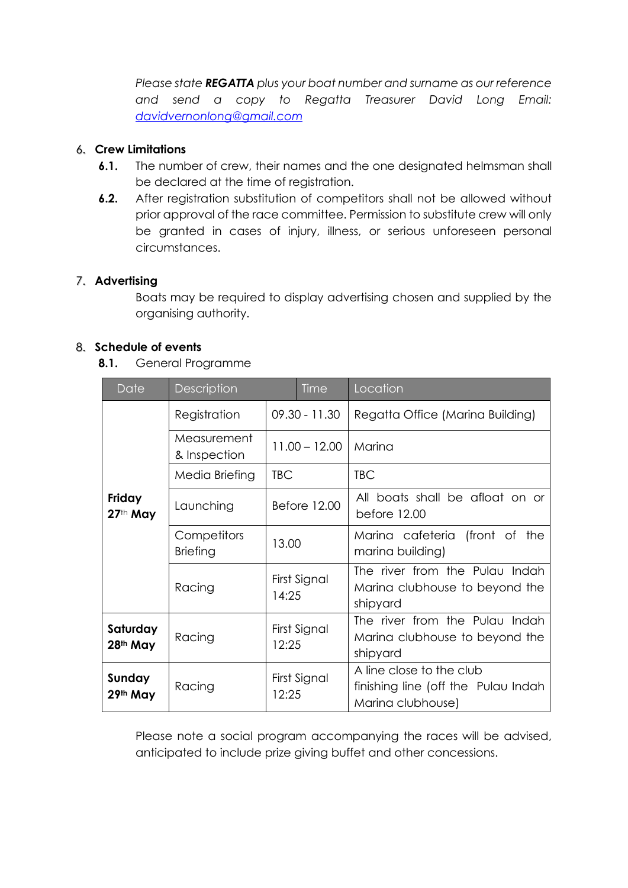*Please state **REGATTA** plus your boat number and surname as our reference and send a copy to Regatta Treasurer David Long Email: [davidvernonlong@gmail.com](mailto:davidvernonlong@gmail.com)*

## 6. Crew Limitations

**6.1.** The number of crew, their names and the one designated helmsman shall be declared at the time of registration.

**6.2.** After registration substitution of competitors shall not be allowed without prior approval of the race committee. Permission to substitute crew will only be granted in cases of injury, illness, or serious unforeseen personal circumstances.

## 7. Advertising

Boats may be required to display advertising chosen and supplied by the organising authority.

## 8. Schedule of events

**8.1.** General Programme

| Date | Description | Time | Location |
| --- | --- | --- | --- |
| **Friday 27th May** | Registration | 09.30 - 11.30 | Regatta Office (Marina Building) |
| | Measurement & Inspection | 11.00 – 12.00 | Marina |
| | Media Briefing | TBC | TBC |
| | Launching | Before 12.00 | All boats shall be afloat on or before 12.00 |
| | Competitors Briefing | 13.00 | Marina cafeteria (front of the marina building) |
| | Racing | First Signal 14:25 | The river from the Pulau Indah Marina clubhouse to beyond the shipyard |
| **Saturday 28th May** | Racing | First Signal 12:25 | The river from the Pulau Indah Marina clubhouse to beyond the shipyard |
| **Sunday 29th May** | Racing | First Signal 12:25 | A line close to the club finishing line (off the Pulau Indah Marina clubhouse) |

Please note a social program accompanying the races will be advised, anticipated to include prize giving buffet and other concessions.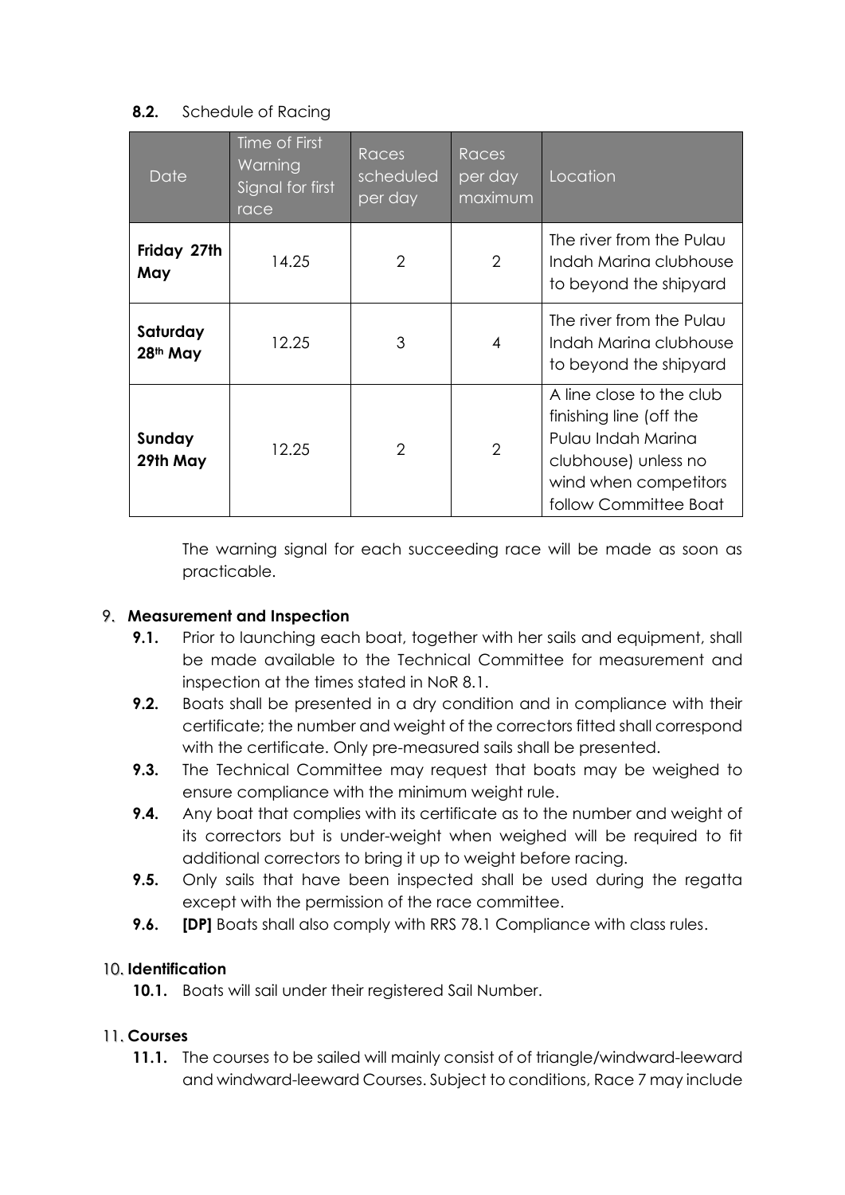**8.2.** Schedule of Racing

| Date | Time of First Warning Signal for first race | Races scheduled per day | Races per day maximum | Location |
|---|---|---|---|---|
| **Friday 27th May** | 14.25 | 2 | 2 | The river from the Pulau Indah Marina clubhouse to beyond the shipyard |
| **Saturday 28th May** | 12.25 | 3 | 4 | The river from the Pulau Indah Marina clubhouse to beyond the shipyard |
| **Sunday 29th May** | 12.25 | 2 | 2 | A line close to the club finishing line (off the Pulau Indah Marina clubhouse) unless no wind when competitors follow Committee Boat |

The warning signal for each succeeding race will be made as soon as practicable.

## 9. Measurement and Inspection

- **9.1.** Prior to launching each boat, together with her sails and equipment, shall be made available to the Technical Committee for measurement and inspection at the times stated in NoR 8.1.
- **9.2.** Boats shall be presented in a dry condition and in compliance with their certificate; the number and weight of the correctors fitted shall correspond with the certificate. Only pre-measured sails shall be presented.
- **9.3.** The Technical Committee may request that boats may be weighed to ensure compliance with the minimum weight rule.
- **9.4.** Any boat that complies with its certificate as to the number and weight of its correctors but is under-weight when weighed will be required to fit additional correctors to bring it up to weight before racing.
- **9.5.** Only sails that have been inspected shall be used during the regatta except with the permission of the race committee.
- **9.6.** **[DP]** Boats shall also comply with RRS 78.1 Compliance with class rules.

## 10. Identification

- **10.1.** Boats will sail under their registered Sail Number.

## 11. Courses

- **11.1.** The courses to be sailed will mainly consist of of triangle/windward-leeward and windward-leeward Courses. Subject to conditions, Race 7 may include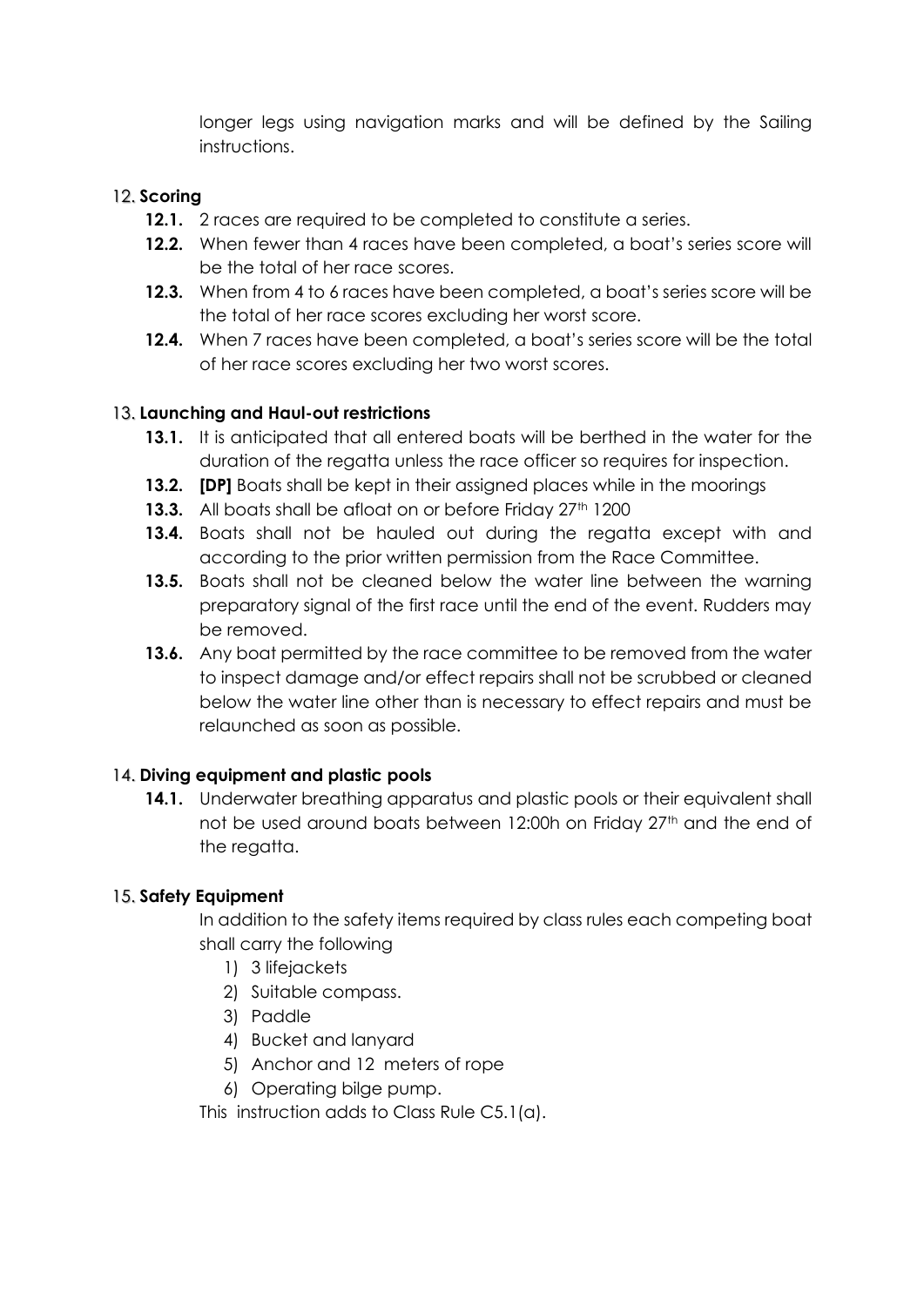longer legs using navigation marks and will be defined by the Sailing instructions.

## 12. Scoring

- **12.1.** 2 races are required to be completed to constitute a series.
- **12.2.** When fewer than 4 races have been completed, a boat's series score will be the total of her race scores.
- **12.3.** When from 4 to 6 races have been completed, a boat's series score will be the total of her race scores excluding her worst score.
- **12.4.** When 7 races have been completed, a boat's series score will be the total of her race scores excluding her two worst scores.

## 13. Launching and Haul-out restrictions

- **13.1.** It is anticipated that all entered boats will be berthed in the water for the duration of the regatta unless the race officer so requires for inspection.
- **13.2.** **[DP]** Boats shall be kept in their assigned places while in the moorings
- **13.3.** All boats shall be afloat on or before Friday 27th 1200
- **13.4.** Boats shall not be hauled out during the regatta except with and according to the prior written permission from the Race Committee.
- **13.5.** Boats shall not be cleaned below the water line between the warning preparatory signal of the first race until the end of the event. Rudders may be removed.
- **13.6.** Any boat permitted by the race committee to be removed from the water to inspect damage and/or effect repairs shall not be scrubbed or cleaned below the water line other than is necessary to effect repairs and must be relaunched as soon as possible.

## 14. Diving equipment and plastic pools

- **14.1.** Underwater breathing apparatus and plastic pools or their equivalent shall not be used around boats between 12:00h on Friday 27th and the end of the regatta.

## 15. Safety Equipment

In addition to the safety items required by class rules each competing boat shall carry the following

1) 3 lifejackets
2) Suitable compass.
3) Paddle
4) Bucket and lanyard
5) Anchor and 12 meters of rope
6) Operating bilge pump.

This instruction adds to Class Rule C5.1(a).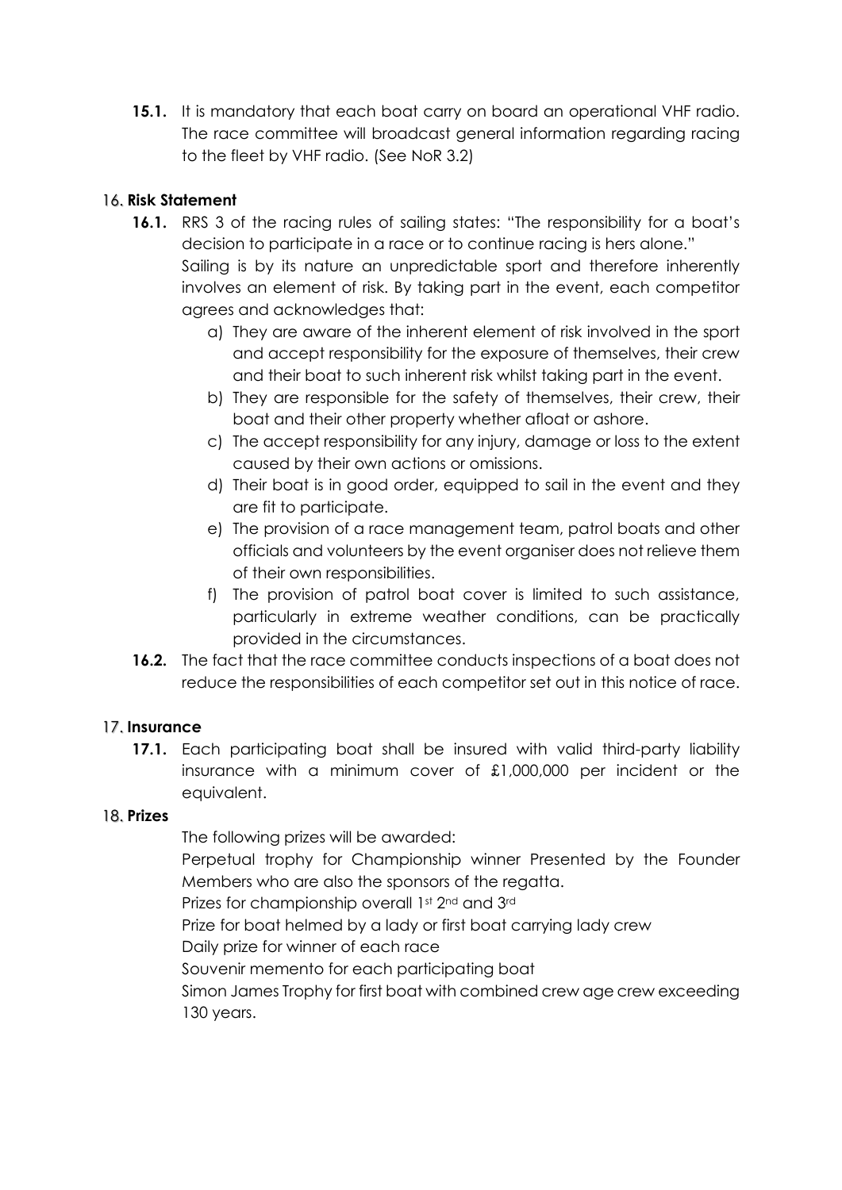**15.1.** It is mandatory that each boat carry on board an operational VHF radio. The race committee will broadcast general information regarding racing to the fleet by VHF radio. (See NoR 3.2)

## 16. Risk Statement

**16.1.** RRS 3 of the racing rules of sailing states: "The responsibility for a boat's decision to participate in a race or to continue racing is hers alone."
Sailing is by its nature an unpredictable sport and therefore inherently involves an element of risk. By taking part in the event, each competitor agrees and acknowledges that:

a) They are aware of the inherent element of risk involved in the sport and accept responsibility for the exposure of themselves, their crew and their boat to such inherent risk whilst taking part in the event.
b) They are responsible for the safety of themselves, their crew, their boat and their other property whether afloat or ashore.
c) The accept responsibility for any injury, damage or loss to the extent caused by their own actions or omissions.
d) Their boat is in good order, equipped to sail in the event and they are fit to participate.
e) The provision of a race management team, patrol boats and other officials and volunteers by the event organiser does not relieve them of their own responsibilities.
f) The provision of patrol boat cover is limited to such assistance, particularly in extreme weather conditions, can be practically provided in the circumstances.

**16.2.** The fact that the race committee conducts inspections of a boat does not reduce the responsibilities of each competitor set out in this notice of race.

## 17. Insurance

**17.1.** Each participating boat shall be insured with valid third-party liability insurance with a minimum cover of £1,000,000 per incident or the equivalent.

## 18. Prizes

The following prizes will be awarded:

Perpetual trophy for Championship winner Presented by the Founder Members who are also the sponsors of the regatta.

Prizes for championship overall 1st 2nd and 3rd

Prize for boat helmed by a lady or first boat carrying lady crew

Daily prize for winner of each race

Souvenir memento for each participating boat

Simon James Trophy for first boat with combined crew age crew exceeding 130 years.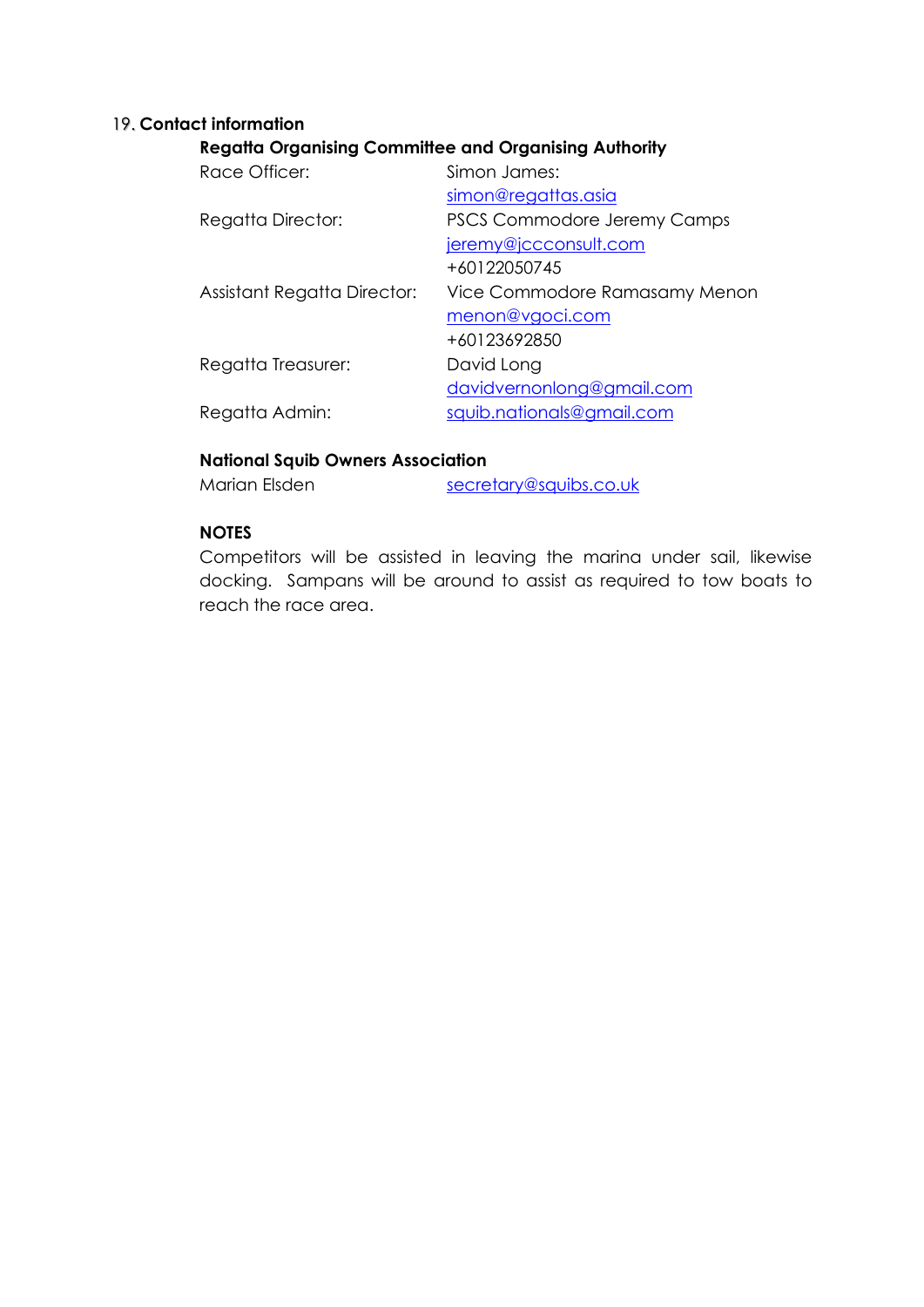## 19. Contact information

**Regatta Organising Committee and Organising Authority**

| | |
|---|---|
| Race Officer: | Simon James: simon@regattas.asia |
| Regatta Director: | PSCS Commodore Jeremy Camps jeremy@jccconsult.com +60122050745 |
| Assistant Regatta Director: | Vice Commodore Ramasamy Menon menon@vgoci.com +60123692850 |
| Regatta Treasurer: | David Long davidvernonlong@gmail.com |
| Regatta Admin: | squib.nationals@gmail.com |

**National Squib Owners Association**

| | |
|---|---|
| Marian Elsden | secretary@squibs.co.uk |

**NOTES**

Competitors will be assisted in leaving the marina under sail, likewise docking. Sampans will be around to assist as required to tow boats to reach the race area.